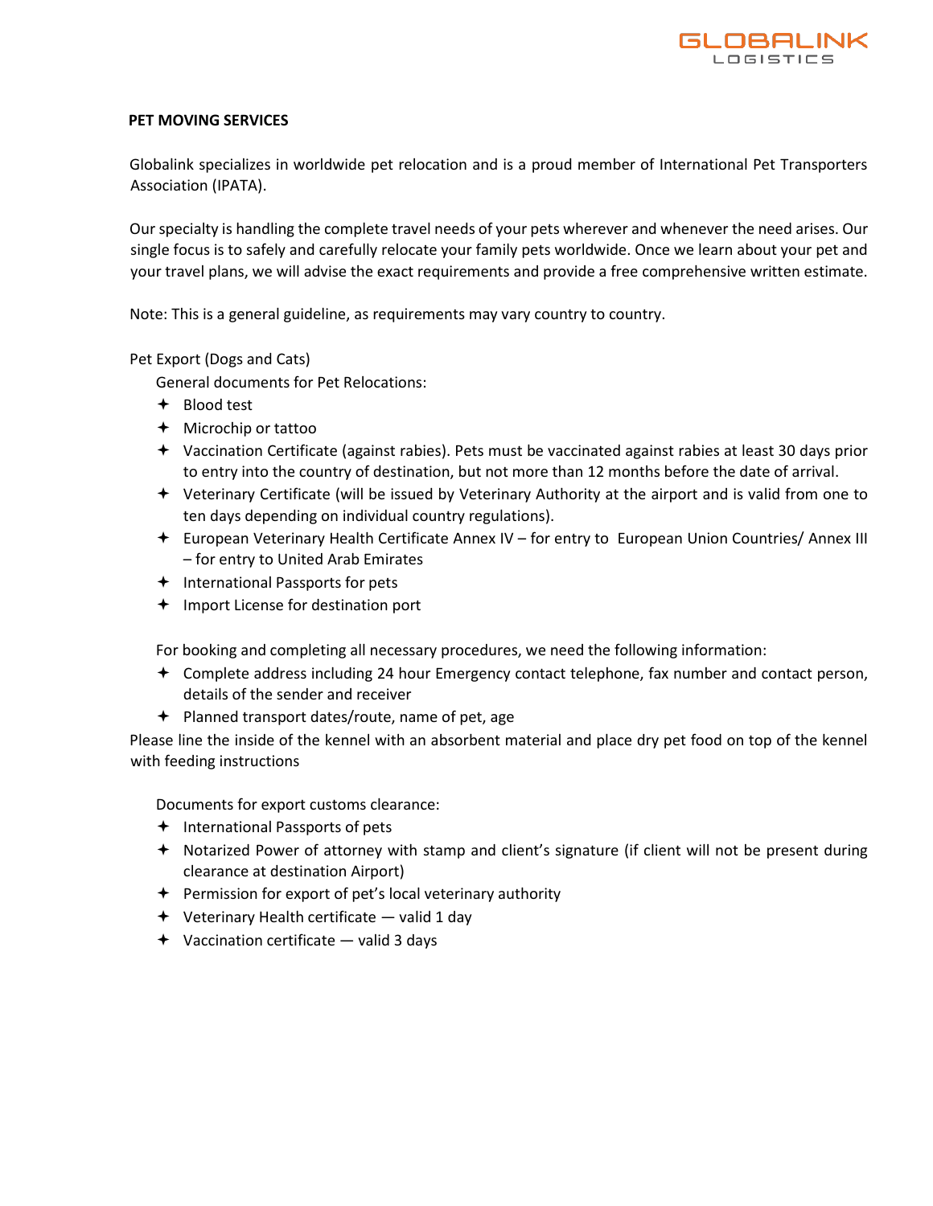## PET MOVING SERVICES

Globalink specializes in worldwide pet relocation and is a proud member of International Pet Transporters Association (IPATA).

Our specialty is handling the complete travel needs of your pets wherever and whenever the need arises. Our single focus is to safely and carefully relocate your family pets worldwide. Once we learn about your pet and your travel plans, we will advise the exact requirements and provide a free comprehensive written estimate.

Note: This is a general guideline, as requirements may vary country to country.

Pet Export (Dogs and Cats)

General documents for Pet Relocations:

- Blood test
- Microchip or tattoo
- Vaccination Certificate (against rabies). Pets must be vaccinated against rabies at least 30 days prior to entry into the country of destination, but not more than 12 months before the date of arrival.
- Veterinary Certificate (will be issued by Veterinary Authority at the airport and is valid from one to ten days depending on individual country regulations).
- European Veterinary Health Certificate Annex IV – for entry to European Union Countries/ Annex III – for entry to United Arab Emirates
- International Passports for pets
- Import License for destination port

For booking and completing all necessary procedures, we need the following information:

- Complete address including 24 hour Emergency contact telephone, fax number and contact person, details of the sender and receiver
- Planned transport dates/route, name of pet, age

Please line the inside of the kennel with an absorbent material and place dry pet food on top of the kennel with feeding instructions

Documents for export customs clearance:

- International Passports of pets
- Notarized Power of attorney with stamp and client's signature (if client will not be present during clearance at destination Airport)
- Permission for export of pet's local veterinary authority
- Veterinary Health certificate — valid 1 day
- Vaccination certificate — valid 3 days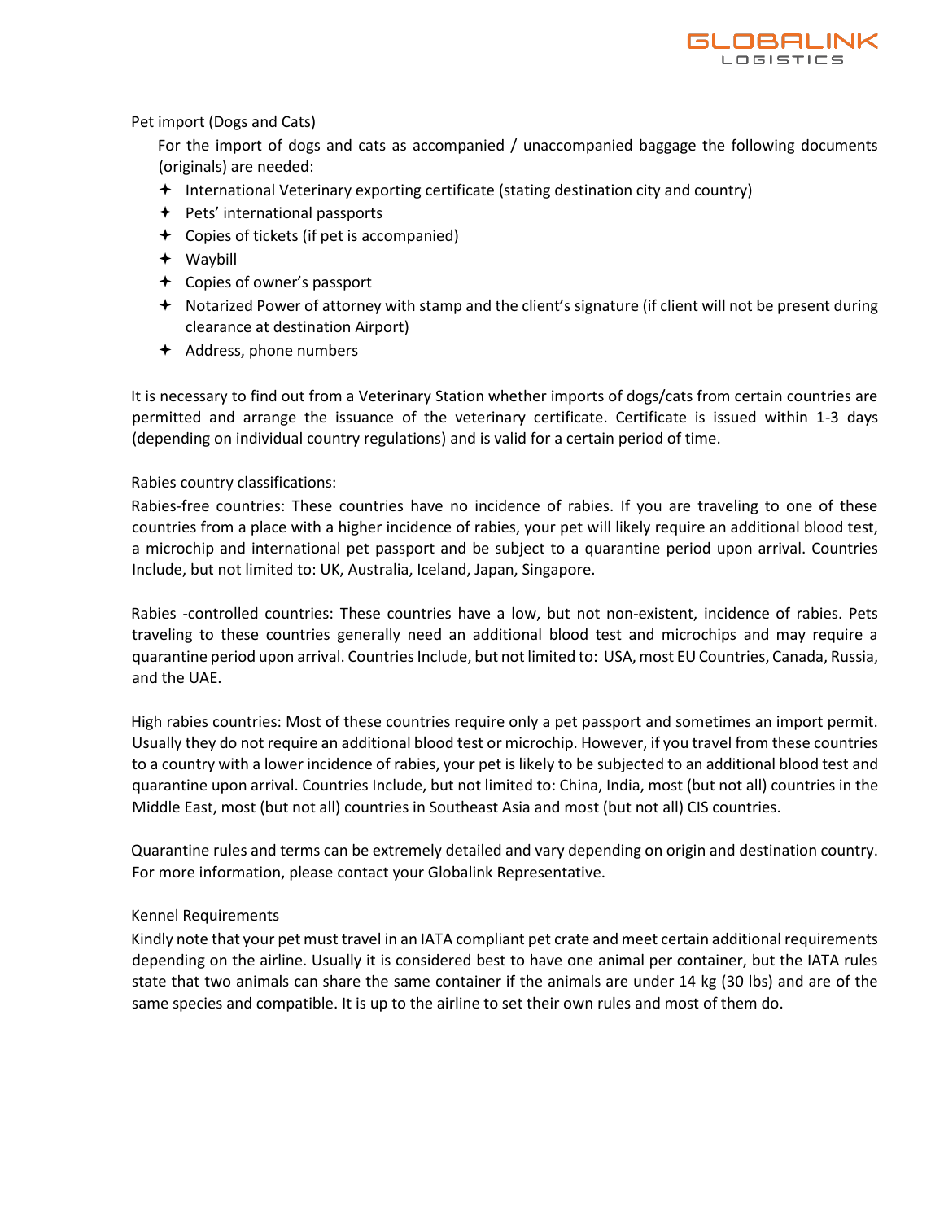## Pet import (Dogs and Cats)

For the import of dogs and cats as accompanied / unaccompanied baggage the following documents (originals) are needed:

- International Veterinary exporting certificate (stating destination city and country)
- Pets' international passports
- Copies of tickets (if pet is accompanied)
- Waybill
- Copies of owner's passport
- Notarized Power of attorney with stamp and the client's signature (if client will not be present during clearance at destination Airport)
- Address, phone numbers

It is necessary to find out from a Veterinary Station whether imports of dogs/cats from certain countries are permitted and arrange the issuance of the veterinary certificate. Certificate is issued within 1-3 days (depending on individual country regulations) and is valid for a certain period of time.

### Rabies country classifications:

Rabies-free countries: These countries have no incidence of rabies. If you are traveling to one of these countries from a place with a higher incidence of rabies, your pet will likely require an additional blood test, a microchip and international pet passport and be subject to a quarantine period upon arrival. Countries Include, but not limited to: UK, Australia, Iceland, Japan, Singapore.

Rabies -controlled countries: These countries have a low, but not non-existent, incidence of rabies. Pets traveling to these countries generally need an additional blood test and microchips and may require a quarantine period upon arrival. Countries Include, but not limited to: USA, most EU Countries, Canada, Russia, and the UAE.

High rabies countries: Most of these countries require only a pet passport and sometimes an import permit. Usually they do not require an additional blood test or microchip. However, if you travel from these countries to a country with a lower incidence of rabies, your pet is likely to be subjected to an additional blood test and quarantine upon arrival. Countries Include, but not limited to: China, India, most (but not all) countries in the Middle East, most (but not all) countries in Southeast Asia and most (but not all) CIS countries.

Quarantine rules and terms can be extremely detailed and vary depending on origin and destination country. For more information, please contact your Globalink Representative.

### Kennel Requirements

Kindly note that your pet must travel in an IATA compliant pet crate and meet certain additional requirements depending on the airline. Usually it is considered best to have one animal per container, but the IATA rules state that two animals can share the same container if the animals are under 14 kg (30 lbs) and are of the same species and compatible. It is up to the airline to set their own rules and most of them do.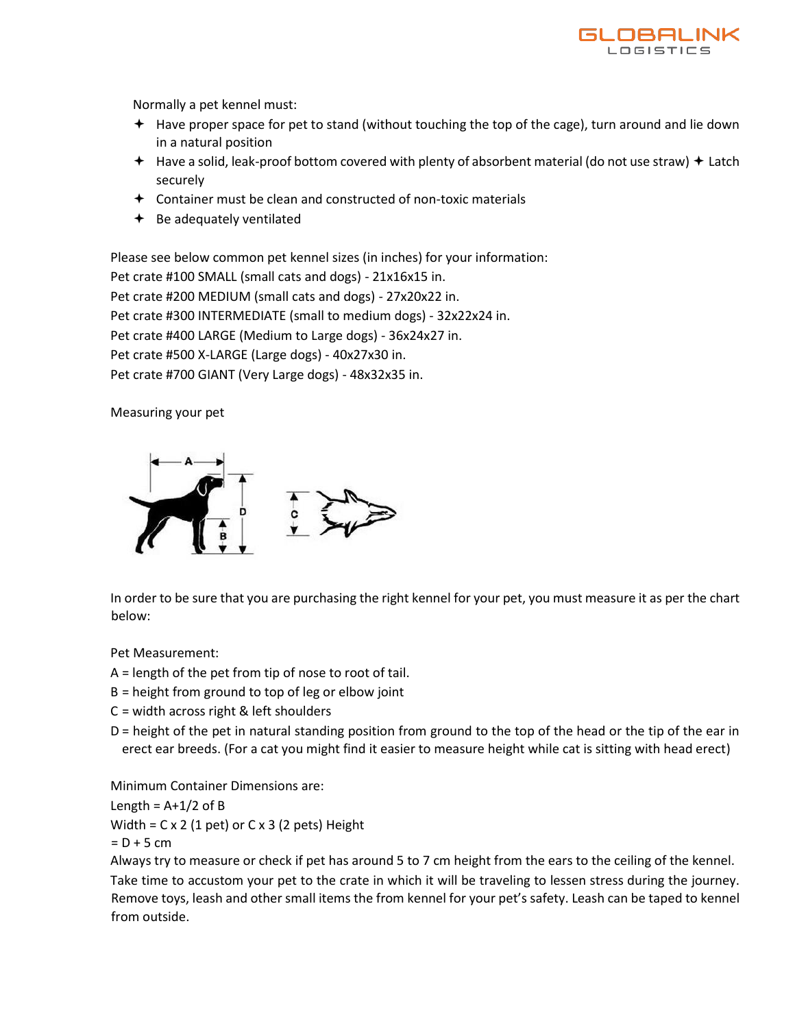Normally a pet kennel must:

- Have proper space for pet to stand (without touching the top of the cage), turn around and lie down in a natural position
- Have a solid, leak-proof bottom covered with plenty of absorbent material (do not use straw) ✦ Latch securely
- Container must be clean and constructed of non-toxic materials
- Be adequately ventilated

Please see below common pet kennel sizes (in inches) for your information:
Pet crate #100 SMALL (small cats and dogs) - 21x16x15 in.
Pet crate #200 MEDIUM (small cats and dogs) - 27x20x22 in.
Pet crate #300 INTERMEDIATE (small to medium dogs) - 32x22x24 in.
Pet crate #400 LARGE (Medium to Large dogs) - 36x24x27 in.
Pet crate #500 X-LARGE (Large dogs) - 40x27x30 in.
Pet crate #700 GIANT (Very Large dogs) - 48x32x35 in.

Measuring your pet

In order to be sure that you are purchasing the right kennel for your pet, you must measure it as per the chart below:

Pet Measurement:
A = length of the pet from tip of nose to root of tail.
B = height from ground to top of leg or elbow joint
C = width across right & left shoulders
D = height of the pet in natural standing position from ground to the top of the head or the tip of the ear in erect ear breeds. (For a cat you might find it easier to measure height while cat is sitting with head erect)

Minimum Container Dimensions are:
Length = A+1/2 of B
Width = C x 2 (1 pet) or C x 3 (2 pets) Height
= D + 5 cm
Always try to measure or check if pet has around 5 to 7 cm height from the ears to the ceiling of the kennel.
Take time to accustom your pet to the crate in which it will be traveling to lessen stress during the journey. Remove toys, leash and other small items the from kennel for your pet's safety. Leash can be taped to kennel from outside.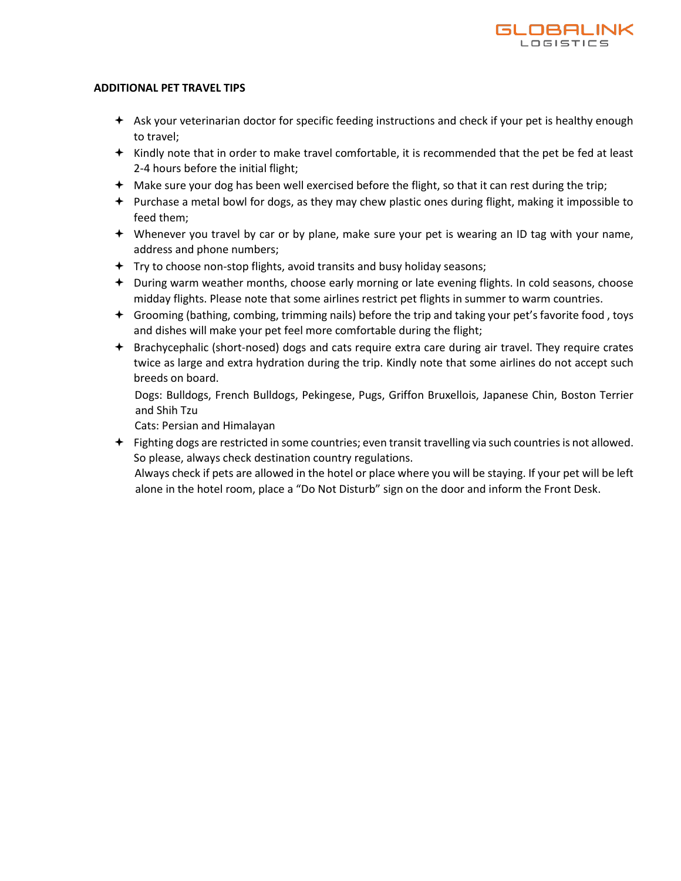**ADDITIONAL PET TRAVEL TIPS**

- Ask your veterinarian doctor for specific feeding instructions and check if your pet is healthy enough to travel;
- Kindly note that in order to make travel comfortable, it is recommended that the pet be fed at least 2-4 hours before the initial flight;
- Make sure your dog has been well exercised before the flight, so that it can rest during the trip;
- Purchase a metal bowl for dogs, as they may chew plastic ones during flight, making it impossible to feed them;
- Whenever you travel by car or by plane, make sure your pet is wearing an ID tag with your name, address and phone numbers;
- Try to choose non-stop flights, avoid transits and busy holiday seasons;
- During warm weather months, choose early morning or late evening flights. In cold seasons, choose midday flights. Please note that some airlines restrict pet flights in summer to warm countries.
- Grooming (bathing, combing, trimming nails) before the trip and taking your pet's favorite food , toys and dishes will make your pet feel more comfortable during the flight;
- Brachycephalic (short-nosed) dogs and cats require extra care during air travel. They require crates twice as large and extra hydration during the trip. Kindly note that some airlines do not accept such breeds on board.

  Dogs: Bulldogs, French Bulldogs, Pekingese, Pugs, Griffon Bruxellois, Japanese Chin, Boston Terrier and Shih Tzu

  Cats: Persian and Himalayan
- Fighting dogs are restricted in some countries; even transit travelling via such countries is not allowed. So please, always check destination country regulations.

  Always check if pets are allowed in the hotel or place where you will be staying. If your pet will be left alone in the hotel room, place a "Do Not Disturb" sign on the door and inform the Front Desk.